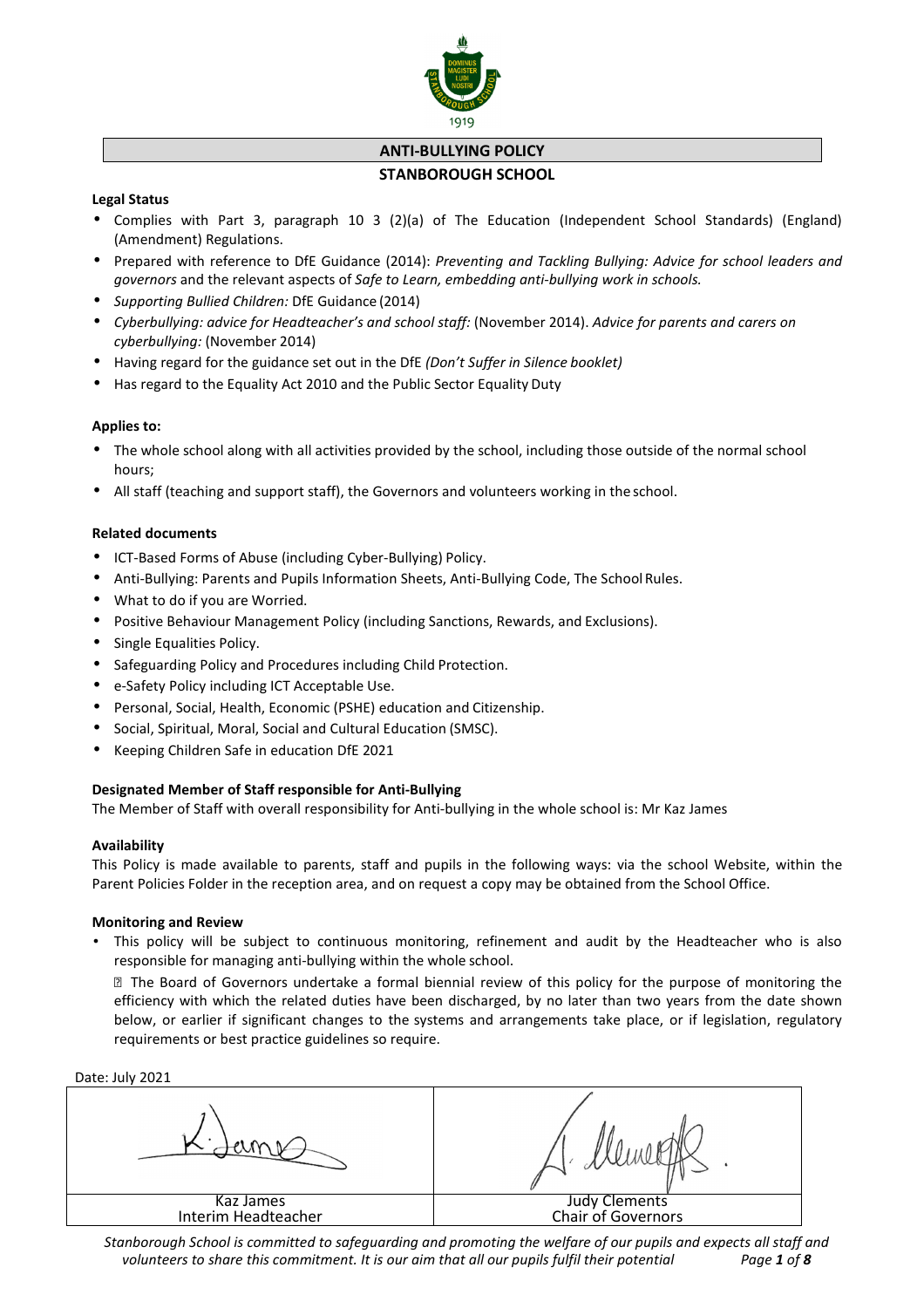# ANTI-BULLYING POLICY

## STANBOROUGH SCHOOL

**Legal Status**

- Complies with Part 3, paragraph 10 3 (2)(a) of The Education (Independent School Standards) (England) (Amendment) Regulations.
- Prepared with reference to DfE Guidance (2014): *Preventing and Tackling Bullying: Advice for school leaders and governors* and the relevant aspects of *Safe to Learn, embedding anti-bullying work in schools.*
- *Supporting Bullied Children:* DfE Guidance (2014)
- *Cyberbullying: advice for Headteacher's and school staff:* (November 2014). *Advice for parents and carers on cyberbullying:* (November 2014)
- Having regard for the guidance set out in the DfE *(Don't Suffer in Silence booklet)*
- Has regard to the Equality Act 2010 and the Public Sector Equality Duty

**Applies to:**

- The whole school along with all activities provided by the school, including those outside of the normal school hours;
- All staff (teaching and support staff), the Governors and volunteers working in the school.

**Related documents**

- ICT-Based Forms of Abuse (including Cyber-Bullying) Policy.
- Anti-Bullying: Parents and Pupils Information Sheets, Anti-Bullying Code, The School Rules.
- What to do if you are Worried.
- Positive Behaviour Management Policy (including Sanctions, Rewards, and Exclusions).
- Single Equalities Policy.
- Safeguarding Policy and Procedures including Child Protection.
- e-Safety Policy including ICT Acceptable Use.
- Personal, Social, Health, Economic (PSHE) education and Citizenship.
- Social, Spiritual, Moral, Social and Cultural Education (SMSC).
- Keeping Children Safe in education DfE 2021

**Designated Member of Staff responsible for Anti-Bullying**

The Member of Staff with overall responsibility for Anti-bullying in the whole school is: Mr Kaz James

**Availability**

This Policy is made available to parents, staff and pupils in the following ways: via the school Website, within the Parent Policies Folder in the reception area, and on request a copy may be obtained from the School Office.

**Monitoring and Review**

- This policy will be subject to continuous monitoring, refinement and audit by the Headteacher who is also responsible for managing anti-bullying within the whole school.
- The Board of Governors undertake a formal biennial review of this policy for the purpose of monitoring the efficiency with which the related duties have been discharged, by no later than two years from the date shown below, or earlier if significant changes to the systems and arrangements take place, or if legislation, regulatory requirements or best practice guidelines so require.

Date: July 2021

| *[signature]* | *[signature]* |
|---|---|
| Kaz James<br>Interim Headteacher | Judy Clements<br>Chair of Governors |

*Stanborough School is committed to safeguarding and promoting the welfare of our pupils and expects all staff and volunteers to share this commitment. It is our aim that all our pupils fulfil their potential*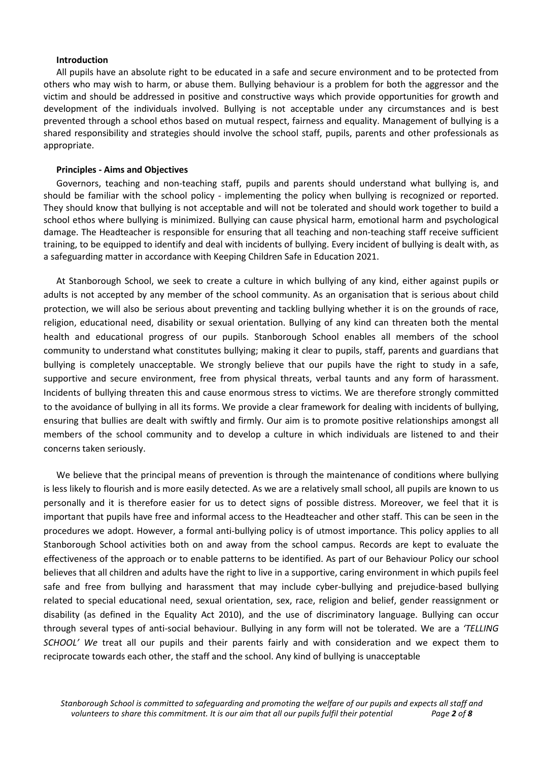**Introduction**

All pupils have an absolute right to be educated in a safe and secure environment and to be protected from others who may wish to harm, or abuse them. Bullying behaviour is a problem for both the aggressor and the victim and should be addressed in positive and constructive ways which provide opportunities for growth and development of the individuals involved. Bullying is not acceptable under any circumstances and is best prevented through a school ethos based on mutual respect, fairness and equality. Management of bullying is a shared responsibility and strategies should involve the school staff, pupils, parents and other professionals as appropriate.

**Principles - Aims and Objectives**

Governors, teaching and non-teaching staff, pupils and parents should understand what bullying is, and should be familiar with the school policy - implementing the policy when bullying is recognized or reported. They should know that bullying is not acceptable and will not be tolerated and should work together to build a school ethos where bullying is minimized. Bullying can cause physical harm, emotional harm and psychological damage. The Headteacher is responsible for ensuring that all teaching and non-teaching staff receive sufficient training, to be equipped to identify and deal with incidents of bullying. Every incident of bullying is dealt with, as a safeguarding matter in accordance with Keeping Children Safe in Education 2021.

At Stanborough School, we seek to create a culture in which bullying of any kind, either against pupils or adults is not accepted by any member of the school community. As an organisation that is serious about child protection, we will also be serious about preventing and tackling bullying whether it is on the grounds of race, religion, educational need, disability or sexual orientation. Bullying of any kind can threaten both the mental health and educational progress of our pupils. Stanborough School enables all members of the school community to understand what constitutes bullying; making it clear to pupils, staff, parents and guardians that bullying is completely unacceptable. We strongly believe that our pupils have the right to study in a safe, supportive and secure environment, free from physical threats, verbal taunts and any form of harassment. Incidents of bullying threaten this and cause enormous stress to victims. We are therefore strongly committed to the avoidance of bullying in all its forms. We provide a clear framework for dealing with incidents of bullying, ensuring that bullies are dealt with swiftly and firmly. Our aim is to promote positive relationships amongst all members of the school community and to develop a culture in which individuals are listened to and their concerns taken seriously.

We believe that the principal means of prevention is through the maintenance of conditions where bullying is less likely to flourish and is more easily detected. As we are a relatively small school, all pupils are known to us personally and it is therefore easier for us to detect signs of possible distress. Moreover, we feel that it is important that pupils have free and informal access to the Headteacher and other staff. This can be seen in the procedures we adopt. However, a formal anti-bullying policy is of utmost importance. This policy applies to all Stanborough School activities both on and away from the school campus. Records are kept to evaluate the effectiveness of the approach or to enable patterns to be identified. As part of our Behaviour Policy our school believes that all children and adults have the right to live in a supportive, caring environment in which pupils feel safe and free from bullying and harassment that may include cyber-bullying and prejudice-based bullying related to special educational need, sexual orientation, sex, race, religion and belief, gender reassignment or disability (as defined in the Equality Act 2010), and the use of discriminatory language. Bullying can occur through several types of anti-social behaviour. Bullying in any form will not be tolerated. We are a *'TELLING SCHOOL' We* treat all our pupils and their parents fairly and with consideration and we expect them to reciprocate towards each other, the staff and the school. Any kind of bullying is unacceptable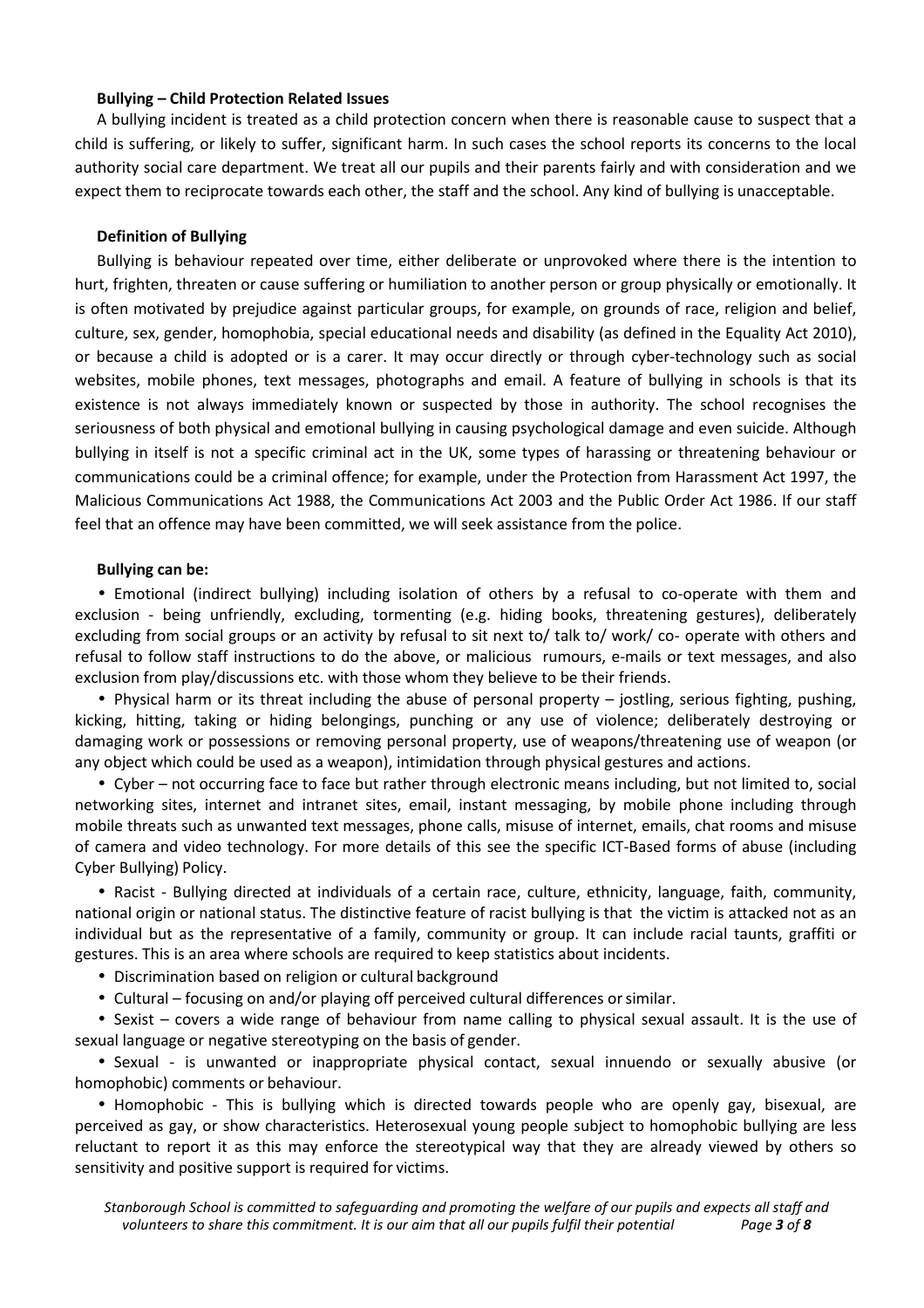**Bullying – Child Protection Related Issues**

A bullying incident is treated as a child protection concern when there is reasonable cause to suspect that a child is suffering, or likely to suffer, significant harm. In such cases the school reports its concerns to the local authority social care department. We treat all our pupils and their parents fairly and with consideration and we expect them to reciprocate towards each other, the staff and the school. Any kind of bullying is unacceptable.

**Definition of Bullying**

Bullying is behaviour repeated over time, either deliberate or unprovoked where there is the intention to hurt, frighten, threaten or cause suffering or humiliation to another person or group physically or emotionally. It is often motivated by prejudice against particular groups, for example, on grounds of race, religion and belief, culture, sex, gender, homophobia, special educational needs and disability (as defined in the Equality Act 2010), or because a child is adopted or is a carer. It may occur directly or through cyber-technology such as social websites, mobile phones, text messages, photographs and email. A feature of bullying in schools is that its existence is not always immediately known or suspected by those in authority. The school recognises the seriousness of both physical and emotional bullying in causing psychological damage and even suicide. Although bullying in itself is not a specific criminal act in the UK, some types of harassing or threatening behaviour or communications could be a criminal offence; for example, under the Protection from Harassment Act 1997, the Malicious Communications Act 1988, the Communications Act 2003 and the Public Order Act 1986. If our staff feel that an offence may have been committed, we will seek assistance from the police.

**Bullying can be:**

- Emotional (indirect bullying) including isolation of others by a refusal to co-operate with them and exclusion - being unfriendly, excluding, tormenting (e.g. hiding books, threatening gestures), deliberately excluding from social groups or an activity by refusal to sit next to/ talk to/ work/ co- operate with others and refusal to follow staff instructions to do the above, or malicious rumours, e-mails or text messages, and also exclusion from play/discussions etc. with those whom they believe to be their friends.
- Physical harm or its threat including the abuse of personal property – jostling, serious fighting, pushing, kicking, hitting, taking or hiding belongings, punching or any use of violence; deliberately destroying or damaging work or possessions or removing personal property, use of weapons/threatening use of weapon (or any object which could be used as a weapon), intimidation through physical gestures and actions.
- Cyber – not occurring face to face but rather through electronic means including, but not limited to, social networking sites, internet and intranet sites, email, instant messaging, by mobile phone including through mobile threats such as unwanted text messages, phone calls, misuse of internet, emails, chat rooms and misuse of camera and video technology. For more details of this see the specific ICT-Based forms of abuse (including Cyber Bullying) Policy.
- Racist - Bullying directed at individuals of a certain race, culture, ethnicity, language, faith, community, national origin or national status. The distinctive feature of racist bullying is that the victim is attacked not as an individual but as the representative of a family, community or group. It can include racial taunts, graffiti or gestures. This is an area where schools are required to keep statistics about incidents.
- Discrimination based on religion or cultural background
- Cultural – focusing on and/or playing off perceived cultural differences or similar.
- Sexist – covers a wide range of behaviour from name calling to physical sexual assault. It is the use of sexual language or negative stereotyping on the basis of gender.
- Sexual - is unwanted or inappropriate physical contact, sexual innuendo or sexually abusive (or homophobic) comments or behaviour.
- Homophobic - This is bullying which is directed towards people who are openly gay, bisexual, are perceived as gay, or show characteristics. Heterosexual young people subject to homophobic bullying are less reluctant to report it as this may enforce the stereotypical way that they are already viewed by others so sensitivity and positive support is required for victims.

*Stanborough School is committed to safeguarding and promoting the welfare of our pupils and expects all staff and volunteers to share this commitment. It is our aim that all our pupils fulfil their potential*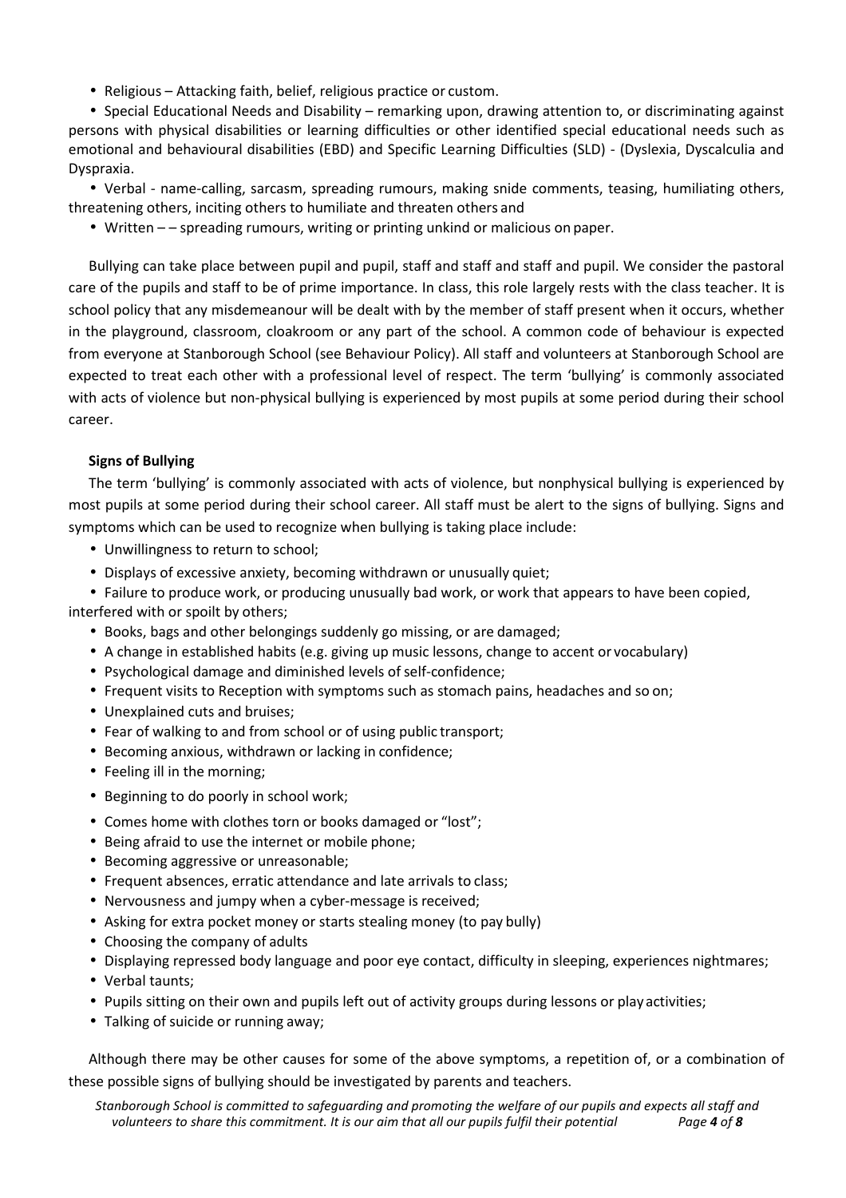- Religious – Attacking faith, belief, religious practice or custom.
- Special Educational Needs and Disability – remarking upon, drawing attention to, or discriminating against persons with physical disabilities or learning difficulties or other identified special educational needs such as emotional and behavioural disabilities (EBD) and Specific Learning Difficulties (SLD) - (Dyslexia, Dyscalculia and Dyspraxia.
- Verbal - name-calling, sarcasm, spreading rumours, making snide comments, teasing, humiliating others, threatening others, inciting others to humiliate and threaten others and
- Written – – spreading rumours, writing or printing unkind or malicious on paper.

Bullying can take place between pupil and pupil, staff and staff and staff and pupil. We consider the pastoral care of the pupils and staff to be of prime importance. In class, this role largely rests with the class teacher. It is school policy that any misdemeanour will be dealt with by the member of staff present when it occurs, whether in the playground, classroom, cloakroom or any part of the school. A common code of behaviour is expected from everyone at Stanborough School (see Behaviour Policy). All staff and volunteers at Stanborough School are expected to treat each other with a professional level of respect. The term 'bullying' is commonly associated with acts of violence but non-physical bullying is experienced by most pupils at some period during their school career.

**Signs of Bullying**

The term 'bullying' is commonly associated with acts of violence, but nonphysical bullying is experienced by most pupils at some period during their school career. All staff must be alert to the signs of bullying. Signs and symptoms which can be used to recognize when bullying is taking place include:

- Unwillingness to return to school;
- Displays of excessive anxiety, becoming withdrawn or unusually quiet;
- Failure to produce work, or producing unusually bad work, or work that appears to have been copied, interfered with or spoilt by others;
- Books, bags and other belongings suddenly go missing, or are damaged;
- A change in established habits (e.g. giving up music lessons, change to accent or vocabulary)
- Psychological damage and diminished levels of self-confidence;
- Frequent visits to Reception with symptoms such as stomach pains, headaches and so on;
- Unexplained cuts and bruises;
- Fear of walking to and from school or of using public transport;
- Becoming anxious, withdrawn or lacking in confidence;
- Feeling ill in the morning;
- Beginning to do poorly in school work;
- Comes home with clothes torn or books damaged or "lost";
- Being afraid to use the internet or mobile phone;
- Becoming aggressive or unreasonable;
- Frequent absences, erratic attendance and late arrivals to class;
- Nervousness and jumpy when a cyber-message is received;
- Asking for extra pocket money or starts stealing money (to pay bully)
- Choosing the company of adults
- Displaying repressed body language and poor eye contact, difficulty in sleeping, experiences nightmares;
- Verbal taunts;
- Pupils sitting on their own and pupils left out of activity groups during lessons or play activities;
- Talking of suicide or running away;

Although there may be other causes for some of the above symptoms, a repetition of, or a combination of these possible signs of bullying should be investigated by parents and teachers.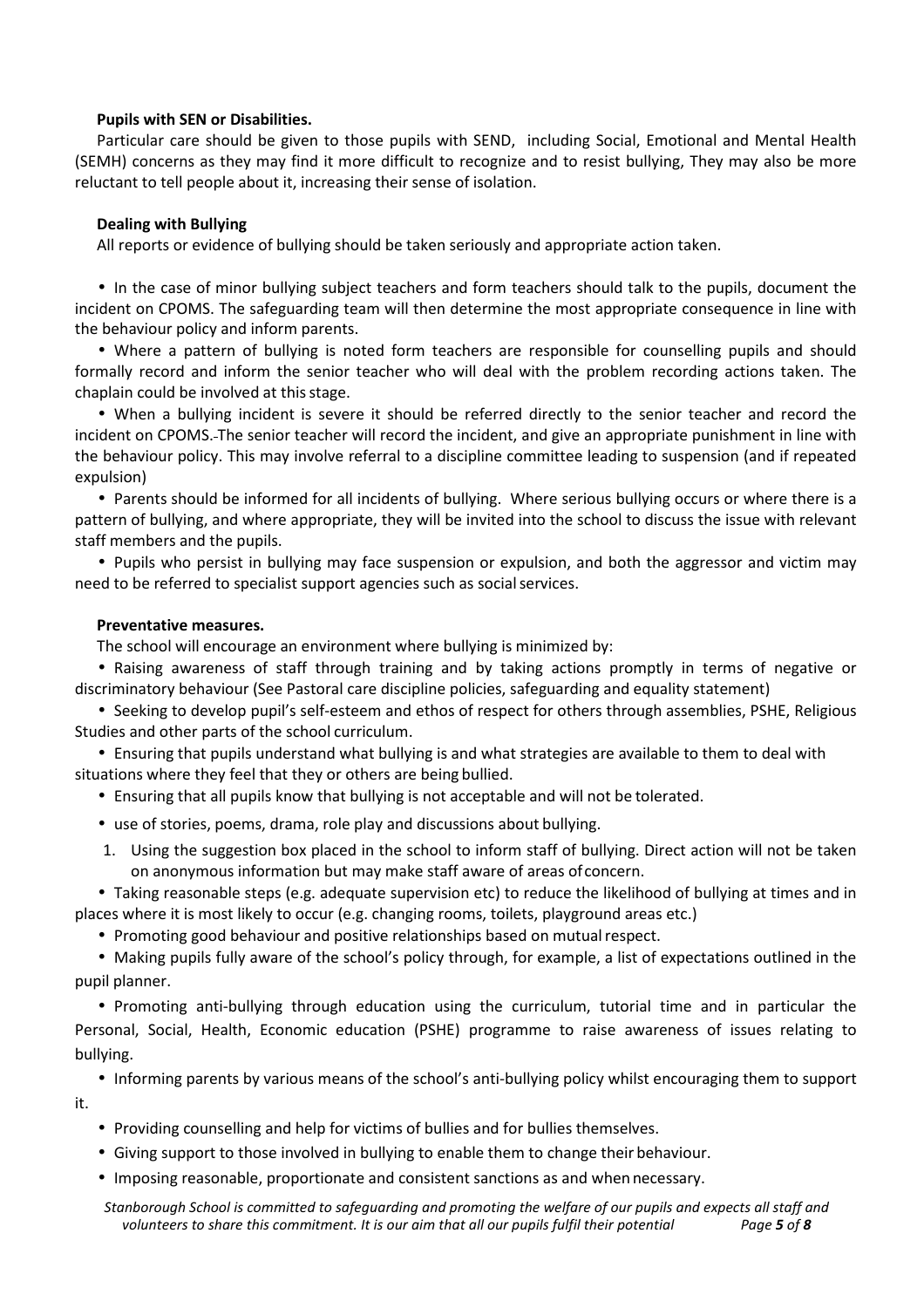**Pupils with SEN or Disabilities.**

Particular care should be given to those pupils with SEND, including Social, Emotional and Mental Health (SEMH) concerns as they may find it more difficult to recognize and to resist bullying, They may also be more reluctant to tell people about it, increasing their sense of isolation.

**Dealing with Bullying**

All reports or evidence of bullying should be taken seriously and appropriate action taken.

- In the case of minor bullying subject teachers and form teachers should talk to the pupils, document the incident on CPOMS. The safeguarding team will then determine the most appropriate consequence in line with the behaviour policy and inform parents.
- Where a pattern of bullying is noted form teachers are responsible for counselling pupils and should formally record and inform the senior teacher who will deal with the problem recording actions taken. The chaplain could be involved at this stage.
- When a bullying incident is severe it should be referred directly to the senior teacher and record the incident on CPOMS. The senior teacher will record the incident, and give an appropriate punishment in line with the behaviour policy. This may involve referral to a discipline committee leading to suspension (and if repeated expulsion)
- Parents should be informed for all incidents of bullying. Where serious bullying occurs or where there is a pattern of bullying, and where appropriate, they will be invited into the school to discuss the issue with relevant staff members and the pupils.
- Pupils who persist in bullying may face suspension or expulsion, and both the aggressor and victim may need to be referred to specialist support agencies such as social services.

**Preventative measures.**

The school will encourage an environment where bullying is minimized by:

- Raising awareness of staff through training and by taking actions promptly in terms of negative or discriminatory behaviour (See Pastoral care discipline policies, safeguarding and equality statement)
- Seeking to develop pupil's self-esteem and ethos of respect for others through assemblies, PSHE, Religious Studies and other parts of the school curriculum.
- Ensuring that pupils understand what bullying is and what strategies are available to them to deal with situations where they feel that they or others are being bullied.
- Ensuring that all pupils know that bullying is not acceptable and will not be tolerated.
- use of stories, poems, drama, role play and discussions about bullying.

1. Using the suggestion box placed in the school to inform staff of bullying. Direct action will not be taken on anonymous information but may make staff aware of areas of concern.

- Taking reasonable steps (e.g. adequate supervision etc) to reduce the likelihood of bullying at times and in places where it is most likely to occur (e.g. changing rooms, toilets, playground areas etc.)
- Promoting good behaviour and positive relationships based on mutual respect.
- Making pupils fully aware of the school's policy through, for example, a list of expectations outlined in the pupil planner.
- Promoting anti-bullying through education using the curriculum, tutorial time and in particular the Personal, Social, Health, Economic education (PSHE) programme to raise awareness of issues relating to bullying.
- Informing parents by various means of the school's anti-bullying policy whilst encouraging them to support it.
- Providing counselling and help for victims of bullies and for bullies themselves.
- Giving support to those involved in bullying to enable them to change their behaviour.
- Imposing reasonable, proportionate and consistent sanctions as and when necessary.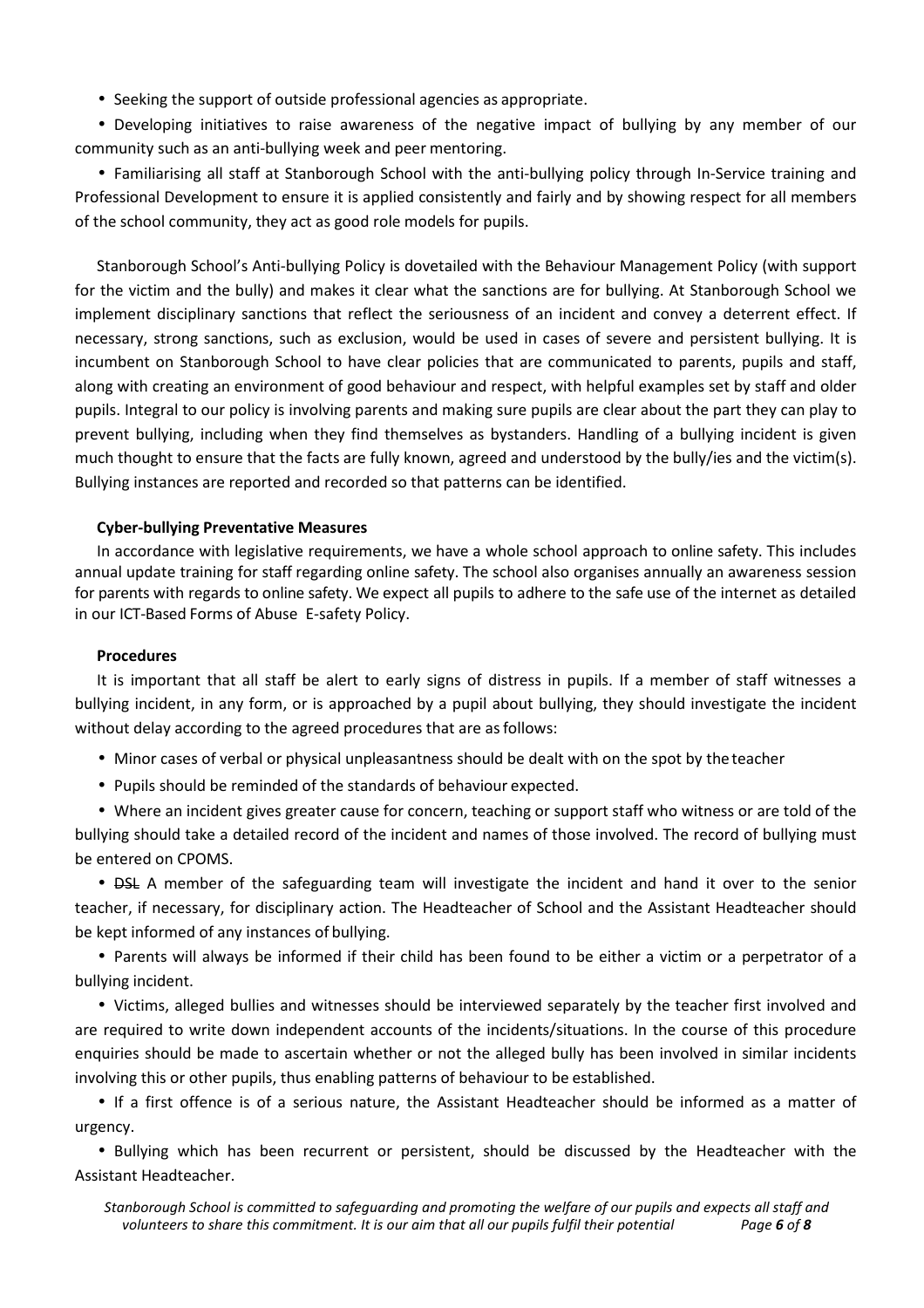- Seeking the support of outside professional agencies as appropriate.
- Developing initiatives to raise awareness of the negative impact of bullying by any member of our community such as an anti-bullying week and peer mentoring.
- Familiarising all staff at Stanborough School with the anti-bullying policy through In-Service training and Professional Development to ensure it is applied consistently and fairly and by showing respect for all members of the school community, they act as good role models for pupils.

Stanborough School's Anti-bullying Policy is dovetailed with the Behaviour Management Policy (with support for the victim and the bully) and makes it clear what the sanctions are for bullying. At Stanborough School we implement disciplinary sanctions that reflect the seriousness of an incident and convey a deterrent effect. If necessary, strong sanctions, such as exclusion, would be used in cases of severe and persistent bullying. It is incumbent on Stanborough School to have clear policies that are communicated to parents, pupils and staff, along with creating an environment of good behaviour and respect, with helpful examples set by staff and older pupils. Integral to our policy is involving parents and making sure pupils are clear about the part they can play to prevent bullying, including when they find themselves as bystanders. Handling of a bullying incident is given much thought to ensure that the facts are fully known, agreed and understood by the bully/ies and the victim(s). Bullying instances are reported and recorded so that patterns can be identified.

**Cyber-bullying Preventative Measures**

In accordance with legislative requirements, we have a whole school approach to online safety. This includes annual update training for staff regarding online safety. The school also organises annually an awareness session for parents with regards to online safety. We expect all pupils to adhere to the safe use of the internet as detailed in our ICT-Based Forms of Abuse E-safety Policy.

**Procedures**

It is important that all staff be alert to early signs of distress in pupils. If a member of staff witnesses a bullying incident, in any form, or is approached by a pupil about bullying, they should investigate the incident without delay according to the agreed procedures that are as follows:

- Minor cases of verbal or physical unpleasantness should be dealt with on the spot by the teacher
- Pupils should be reminded of the standards of behaviour expected.
- Where an incident gives greater cause for concern, teaching or support staff who witness or are told of the bullying should take a detailed record of the incident and names of those involved. The record of bullying must be entered on CPOMS.
- ~~DSL~~ A member of the safeguarding team will investigate the incident and hand it over to the senior teacher, if necessary, for disciplinary action. The Headteacher of School and the Assistant Headteacher should be kept informed of any instances of bullying.
- Parents will always be informed if their child has been found to be either a victim or a perpetrator of a bullying incident.
- Victims, alleged bullies and witnesses should be interviewed separately by the teacher first involved and are required to write down independent accounts of the incidents/situations. In the course of this procedure enquiries should be made to ascertain whether or not the alleged bully has been involved in similar incidents involving this or other pupils, thus enabling patterns of behaviour to be established.
- If a first offence is of a serious nature, the Assistant Headteacher should be informed as a matter of urgency.
- Bullying which has been recurrent or persistent, should be discussed by the Headteacher with the Assistant Headteacher.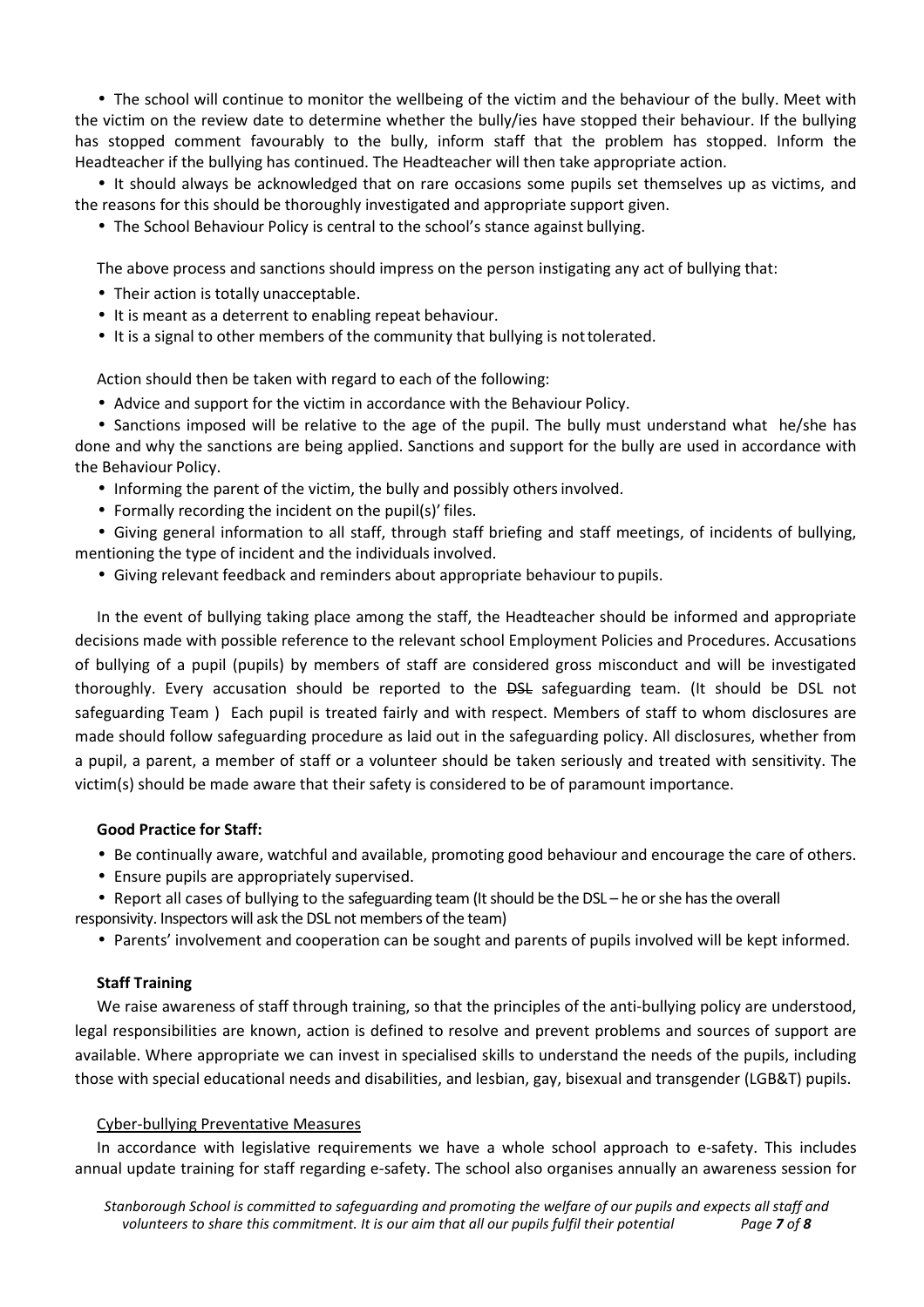- The school will continue to monitor the wellbeing of the victim and the behaviour of the bully. Meet with the victim on the review date to determine whether the bully/ies have stopped their behaviour. If the bullying has stopped comment favourably to the bully, inform staff that the problem has stopped. Inform the Headteacher if the bullying has continued. The Headteacher will then take appropriate action.
- It should always be acknowledged that on rare occasions some pupils set themselves up as victims, and the reasons for this should be thoroughly investigated and appropriate support given.
- The School Behaviour Policy is central to the school's stance against bullying.

The above process and sanctions should impress on the person instigating any act of bullying that:

- Their action is totally unacceptable.
- It is meant as a deterrent to enabling repeat behaviour.
- It is a signal to other members of the community that bullying is not tolerated.

Action should then be taken with regard to each of the following:

- Advice and support for the victim in accordance with the Behaviour Policy.
- Sanctions imposed will be relative to the age of the pupil. The bully must understand what he/she has done and why the sanctions are being applied. Sanctions and support for the bully are used in accordance with the Behaviour Policy.
- Informing the parent of the victim, the bully and possibly others involved.
- Formally recording the incident on the pupil(s)' files.
- Giving general information to all staff, through staff briefing and staff meetings, of incidents of bullying, mentioning the type of incident and the individuals involved.
- Giving relevant feedback and reminders about appropriate behaviour to pupils.

In the event of bullying taking place among the staff, the Headteacher should be informed and appropriate decisions made with possible reference to the relevant school Employment Policies and Procedures. Accusations of bullying of a pupil (pupils) by members of staff are considered gross misconduct and will be investigated thoroughly. Every accusation should be reported to the ~~DSL~~ safeguarding team. (It should be DSL not safeguarding Team ) Each pupil is treated fairly and with respect. Members of staff to whom disclosures are made should follow safeguarding procedure as laid out in the safeguarding policy. All disclosures, whether from a pupil, a parent, a member of staff or a volunteer should be taken seriously and treated with sensitivity. The victim(s) should be made aware that their safety is considered to be of paramount importance.

**Good Practice for Staff:**

- Be continually aware, watchful and available, promoting good behaviour and encourage the care of others.
- Ensure pupils are appropriately supervised.
- Report all cases of bullying to the safeguarding team (It should be the DSL – he or she has the overall responsivity. Inspectors will ask the DSL not members of the team)
- Parents' involvement and cooperation can be sought and parents of pupils involved will be kept informed.

**Staff Training**

We raise awareness of staff through training, so that the principles of the anti-bullying policy are understood, legal responsibilities are known, action is defined to resolve and prevent problems and sources of support are available. Where appropriate we can invest in specialised skills to understand the needs of the pupils, including those with special educational needs and disabilities, and lesbian, gay, bisexual and transgender (LGB&T) pupils.

<u>Cyber-bullying Preventative Measures</u>

In accordance with legislative requirements we have a whole school approach to e-safety. This includes annual update training for staff regarding e-safety. The school also organises annually an awareness session for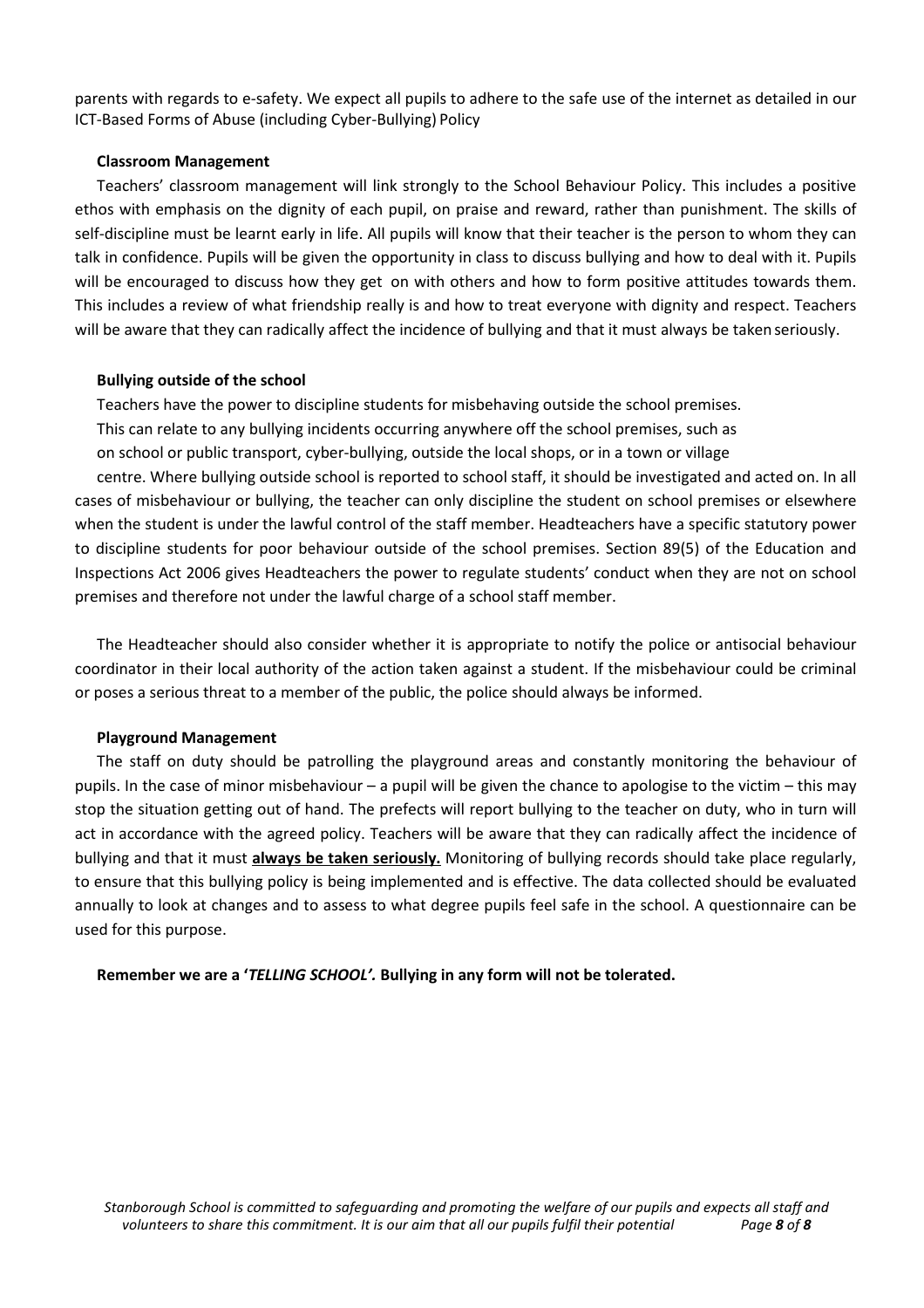parents with regards to e-safety. We expect all pupils to adhere to the safe use of the internet as detailed in our ICT-Based Forms of Abuse (including Cyber-Bullying) Policy

**Classroom Management**

Teachers' classroom management will link strongly to the School Behaviour Policy. This includes a positive ethos with emphasis on the dignity of each pupil, on praise and reward, rather than punishment. The skills of self-discipline must be learnt early in life. All pupils will know that their teacher is the person to whom they can talk in confidence. Pupils will be given the opportunity in class to discuss bullying and how to deal with it. Pupils will be encouraged to discuss how they get on with others and how to form positive attitudes towards them. This includes a review of what friendship really is and how to treat everyone with dignity and respect. Teachers will be aware that they can radically affect the incidence of bullying and that it must always be taken seriously.

**Bullying outside of the school**

Teachers have the power to discipline students for misbehaving outside the school premises. This can relate to any bullying incidents occurring anywhere off the school premises, such as on school or public transport, cyber-bullying, outside the local shops, or in a town or village centre. Where bullying outside school is reported to school staff, it should be investigated and acted on. In all cases of misbehaviour or bullying, the teacher can only discipline the student on school premises or elsewhere when the student is under the lawful control of the staff member. Headteachers have a specific statutory power to discipline students for poor behaviour outside of the school premises. Section 89(5) of the Education and Inspections Act 2006 gives Headteachers the power to regulate students' conduct when they are not on school premises and therefore not under the lawful charge of a school staff member.

The Headteacher should also consider whether it is appropriate to notify the police or antisocial behaviour coordinator in their local authority of the action taken against a student. If the misbehaviour could be criminal or poses a serious threat to a member of the public, the police should always be informed.

**Playground Management**

The staff on duty should be patrolling the playground areas and constantly monitoring the behaviour of pupils. In the case of minor misbehaviour – a pupil will be given the chance to apologise to the victim – this may stop the situation getting out of hand. The prefects will report bullying to the teacher on duty, who in turn will act in accordance with the agreed policy. Teachers will be aware that they can radically affect the incidence of bullying and that it must **always be taken seriously.** Monitoring of bullying records should take place regularly, to ensure that this bullying policy is being implemented and is effective. The data collected should be evaluated annually to look at changes and to assess to what degree pupils feel safe in the school. A questionnaire can be used for this purpose.

**Remember we are a '*TELLING SCHOOL'.* Bullying in any form will not be tolerated.**

*Stanborough School is committed to safeguarding and promoting the welfare of our pupils and expects all staff and volunteers to share this commitment. It is our aim that all our pupils fulfil their potential*